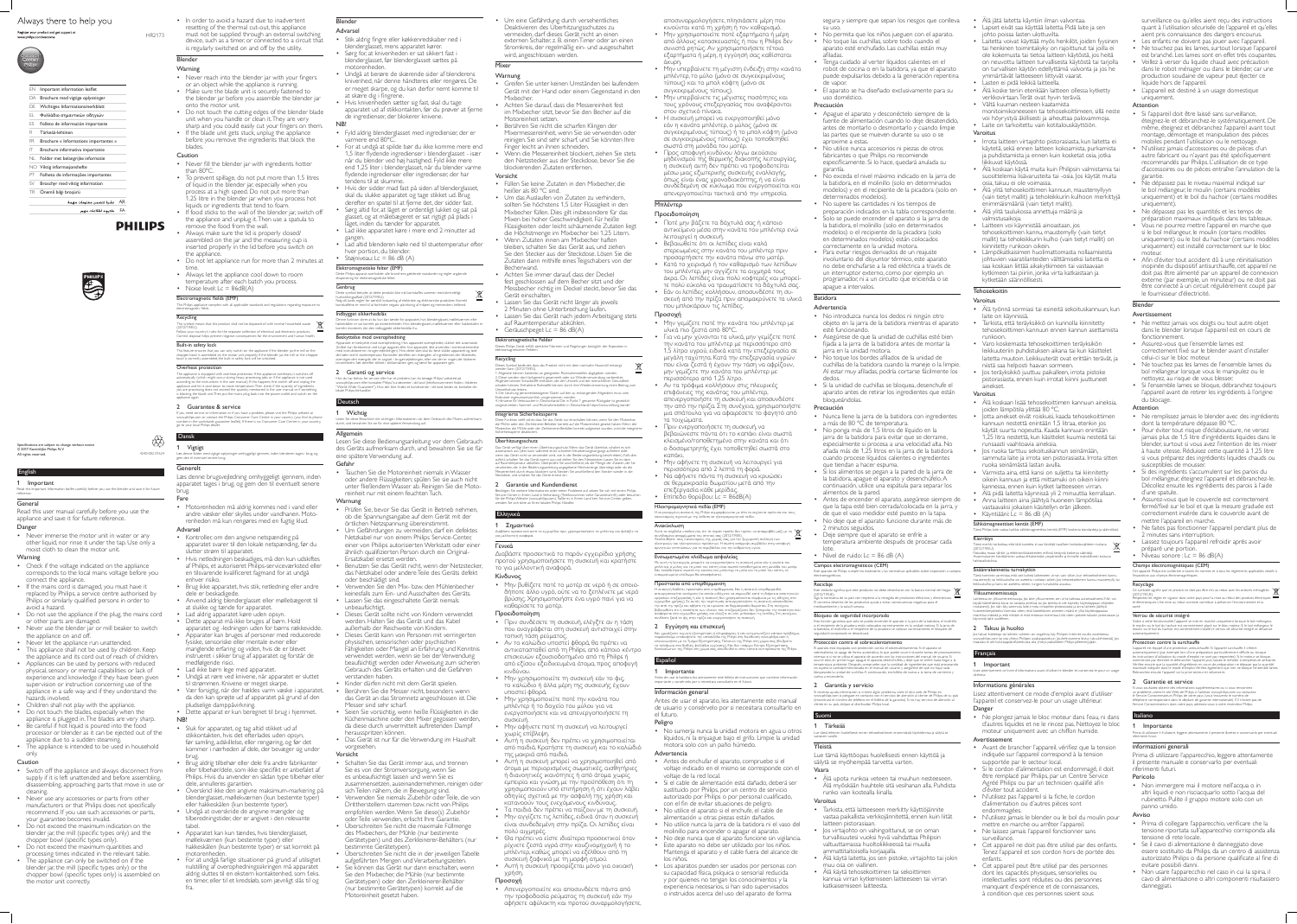# Always there to help you

Register your product and get support at
www.philips.com/welcome

HR2173

| | |
|---|---|
| EN | Important information leaflet |
| DA | Brochure med vigtige oplysninger |
| DE | Wichtiges Informationsmerkblatt |
| EL | Φυλλάδιο σημαντικών οδηγιών |
| ES | Folleto de información importante |
| FI | Tärkeää tietoa |
| FR | Brochure « Informations importantes » |
| IT | Brochure informativa importante |
| NL | Folder met belangrijke informatie |
| NO | Viktig informasjonshefte |
| PT | Folheto de informações importantes |
| SV | Broschyr med viktig information |
| TR | Önemli bilgi broşürü |
| AR | كتيب معلومات مهمة |
| FA | بروشور اطلاعات مهم |

PHILIPS

Specifications are subject to change without notice
© 2017 Koninklijke Philips N.V.
All rights reserved.

4240 002 01524

## English

### 1 Important

Read this important information leaflet carefully before you use the blender and save it for future reference.

#### General

Read this user manual carefully before you use the appliance and save it for future reference.

#### Danger

- Never immerse the motor unit in water or any other liquid nor rinse it under the tap. Use only a moist cloth to clean the motor unit.

#### Warning

- Check if the voltage indicated on the appliance corresponds to the local mains voltage before you connect the appliance.
- If the mains cord is damaged, you must have it replaced by Philips, a service centre authorised by Philips or similarly qualified persons in order to avoid a hazard.
- Do not use the appliance if the plug, the mains cord or other parts are damaged.
- Never use the blender jar or mill beaker to switch the appliance on and off.
- Never let the appliance run unattended.
- This appliance shall not be used by children. Keep the appliance and its cord out of reach of children.
- Appliances can be used by persons with reduced physical, sensory or mental capabilities or lack of experience and knowledge if they have been given supervision or instruction concerning use of the appliance in a safe way and if they understand the hazards involved.
- Children shall not play with the appliance.
- Do not touch the blades especially when the appliance is plugged in. The blades are very sharp.
- Be careful if hot liquid is poured into the food processor or blender as it can be ejected out of the appliance due to a sudden steaming.
- The appliance is intended to be used in household only.

#### Caution

- Switch off the appliance and always disconnect from supply if it is left unattended and before assembling, disassembling, approaching parts that move in use or cleaning.
- Never use any accessories or parts from other manufacturers or that Philips does not specifically recommend. If you use such accessories or parts, your guarantee becomes invalid.
- Do not exceed the maximum indication on the blender jar the mill (specific types only) and the chopper bowl (specific types only).
- Do not exceed the maximum quantities and processing times indicated in the relevant table.
- The appliance can only be switched on if the blender jar the mill (specific types only) or the chopper bowl (specific types only) is assembled on the motor unit correctly.
- In order to avoid a hazard due to inadvertent resetting of the thermal cut-out, this appliance must not be supplied through an external switching device, such as a timer, or connected to a circuit that is regularly switched on and off by the utility.

#### Blender

##### Warning

- Never reach into the blender jar with your fingers or an object while the appliance is running.
- Make sure the blade unit is securely fastened to the blender jar before you assemble the blender jar onto the motor unit.
- Do not touch the cutting edges of the blender blade unit when you handle or clean it. They are very sharp and you could easily cut your fingers on them.
- If the blade unit gets stuck, unplug the appliance before you remove the ingredients that block the blades.

##### Caution

- Never fill the blender jar with ingredients hotter than 80°C.
- To prevent spillage, do not put more than 1.5 litres of liquid in the blender jar, especially when you process at a high speed. Do not put more than 1.25 litre in the blender jar when you process hot liquids or ingredients that tend to foam.
- If food sticks to the wall of the blender jar, switch off the appliance and unplug it. Then use a spatula to remove the food from the wall.
- Always make sure the lid is properly closed/assembled on the jar and the measuring cup is inserted properly in the lid before you switch on the appliance.
- Do not let appliance run for more than 2 minutes at time.
- Always let the appliance cool down to room temperature after each batch you process.
- Noise level: Lc = 86dB(A)

#### Electromagnetic fields (EMF)

This Philips appliance complies with all applicable standards and regulations regarding exposure to electromagnetic fields.

#### Recycling

This symbol means that the product shall not be disposed of with normal household waste (2012/19/EU).

Follow your country's rules for the separate collection of electrical and electronic products. Correct disposal helps prevent negative consequences for the environment and human health.

#### Built-in safety lock

This feature ensures that you can only switch on the appliance if the blender jar/the mill or the chopper bowl is assembled on the motor unit properly. If the blender jar the mill or the chopper bowl is assembled correctly, the built-in safety lock will be unlocked.

#### Overheat protection

The appliance is equipped with overheat protection. If the appliance overheats, it switches off automatically. Unplug the appliance and let it cool down. To restart the appliance, put the plug back in the power outlet and switch on the appliance again. If the overheat protection is activated too often, please contact the Philips Consumer Care Centre in your country.

### 2 Guarantee & service

If you need service or information or if you have a problem, please visit the Philips website at www.philips.com or contact the Philips Consumer Care Centre in your country (you find its phone number in the worldwide guarantee leaflet). If there is no Consumer Care Centre in your country, go to your local Philips dealer.

## Dansk

### 1 Vigtigt

Læs denne folder med vigtige oplysninger omhyggeligt igennem, inden blenderen tages i brug, og gem den til eventuelt senere brug.

Læs denne brugsvejledning omhyggeligt igennem, inden apparatet tages i brug, og gem den til eventuelt senere brug.

#### Fare

- Motorenheden må aldrig kommes ned i vand eller andre væsker eller skylles under vandhanen. Motorenheden må kun rengøres med en fugtig klud.

#### Advarsel

- Kontrollér, om den angivne netspænding på apparatet svarer til den lokale netspænding, før du slutter strøm til apparatet.
- Hvis netledningen beskadiges, må den kun udskiftes af Philips, et autoriseret Philips-serviceværksted eller en tilsvarende kvalificeret fagmand for at undgå enhver risiko.
- Brug ikke apparatet, hvis stik, netledning eller andre dele er beskadigede.
- Anvend aldrig blenderglasset eller møllebægeret til at slukke og tænde for apparatet.
- Lad aldrig apparatet køre uden opsyn.
- Dette apparat må ikke bruges af børn. Hold apparatet og ledningen uden for børns rækkevidde.
- Apparater kan bruges af personer med reducerede fysiske, sensoriske eller mentale evner eller manglende erfaring og viden, hvis de er blevet instrueret i sikker brug af apparatet og forstår de medfølgende risici.
- Lad ikke børn lege med apparatet.
- Undgå at røre ved knivene, når apparatet er sluttet til strømmen. Knivene er meget skarpe.
- Vær forsigtig, når der hældes varm væske i apparatet, da den kan sprøjte ud af apparatet på grund af den pludselige dampudvikling.
- Dette apparat er kun beregnet til brug i hjemmet.

#### NB!

- Sluk for apparatet, og tag altid stikket ud af stikkontakten, hvis det efterlades uden opsyn, før samling, adskillelse, eller rengøring, og før det kommer i nærheden af dele, der bevæger sig under brug.
- Brug aldrig tilbehør eller dele fra andre fabrikanter eller tilbehør/dele, som ikke specifikt er anbefalet af Philips. Hvis du anvender en sådan type tilbehør eller dele, annulleres garantien.
- Overskrid ikke den angivne maksimum-markering på blenderglasset, møllen (kun bestemte typer) eller hakkeskålen (kun bestemte typer).
- Undgå at overskride de angivne maengder og tilberedningstider, der er angivet i den relevante tabel.
- Apparatet kan kun tændes, hvis blenderglasset, møllekværnen (kun bestemte typer) eller hakkeskålen (kun bestemte typer) er sat korrekt på motorenheden.
- For at undgå farlige situationer på grund af utilsigtet nulstilling af overophedningssikringen må apparatet aldrig sluttes til en ekstern kontaktenhed, som f.eks. en timer, eller til et kredsløb, som jævnligt slås til og fra.

#### Blender

##### Advarsel

- Stik aldrig fingre eller køkkenredskaber ned i blenderglasset, mens apparatet kører.
- Sørg for, at knivenheden er sat sikkert fast i blenderglasset, før blenderglasset sættes på motorenheden.
- Undgå at berøre de skærende sider af blenderens knivenhed, når denne håndteres eller rengøres. De er meget skarpe, og du kan derfor nemt komme til at skære dig i fingrene.
- Hvis knivenheden sætter sig fast, skal du tage apparatet ud af stikkontakten, før du prøver at fjerne de ingredienser der blokerer knivene.

##### NB!

- Fyld aldrig blenderglasset med ingredienser, der er varmere end 80°C.
- For at undgå at spilde bør du ikke komme mere end 1,5 liter flydende ingredienser i blenderglasset - især når du blender ved høj hastighed. Fyld ikke mere end 1,25 liter i blenderglasset, når du blender varme flydende ingredienser eller ingredienser, der har tendens til at skumme.
- Hvis der sidder mad fast på siden af blenderglasset, skal du slukke apparatet og tage stikket ud. Brug derefter en spatel til at fjerne det, der sidder fast.
- Sørg altid for, at låget er ordentligt lukket og sat på glasset, og at målebægeret er sat rigtigt på plads i låget, inden du tænder for apparatet.
- Lad ikke apparatet køre i mere end 2 minutter ad gangen.
- Lad altid blenderen køle ned til stuetemperatur efter hver portion, du blender.
- Støjniveau: Lc = 86 dB (A)

#### Elektromagnetiske felter (EMF)

Dette Philips-apparat overholder alle branchens gældende standarder og regler angående eksponering for elektromagnetiske felter.

#### Genbrug

Dette symbol betyder, at dette produkt ikke må bortskaffes sammen med almindeligt husholdningsaffald (2012/19/EU).

Følg de regler, der gælder i dit land, for indsamling af elektriske og elektroniske produkter. Korrekt bortskaffelse er med til at forhindre negative påvirkning af miljøet og menneskers helbred.

#### Indbygget sikkerhedslås

Denne funktion sikrer at du kun kan tænde for apparatet, hvis blenderglasset, møllekværnen eller hakkeskålen er sat korrekt på motorenheden. Hvis blenderglasset, møllekværnen eller hakkeskålen er monteret korrekt, låses den indbyggede sikkerhedslås op.

#### Beskyttelse mod overophedning

Apparatet er beskyttet mod overophedning. Hvis apparatet overopheder, slukker det automatisk. Tag stikket ud af stikkontakten, og lad apparatet køle af. Sæt stikket i stikkontakten igen, og tænd for apparatet igen. Hvis beskyttelsen mod overophedning aktiveres for ofte, bedes du kontakte Philips' kundecenter i dit land.

### 2 Garanti og service

Hvis du har brug for service eller har et problem, kan du besøge Philips' websted på www.philips.com eller kontakte Philips' kundecenter i dit land (telefonnummeret findes i folderen "Worldwide Guarantee"). Hvis der ikke findes et kundecenter i dit land, bedes du kontakte din lokale Philips-forhandler.

## Deutsch

### 1 Wichtig

Lesen Sie diese Broschüre mit wichtigen Informationen vor dem Gebrauch des Mixers aufmerksam durch, und bewahren Sie sie für eine spätere Verwendung auf.

#### Allgemein

Lesen Sie diese Bedienungsanleitung vor dem Gebrauch des Geräts aufmerksam durch, und bewahren Sie sie für eine spätere Verwendung auf.

#### Gefahr

- Tauchen Sie die Motoreinheit niemals in Wasser oder andere Flüssigkeiten, und spülen Sie sie auch nicht unter fließendem Wasser ab. Reinigen Sie die Motoreinheit nur mit einem feuchten Tuch.

#### Warnung

- Prüfen Sie, bevor Sie das Gerät in Betrieb nehmen, ob die Spannungsangabe auf dem Gerät mit der örtlichen Netzspannung übereinstimmt.
- Um Gefährdungen zu vermeiden, darf ein defektes Netzkabel nur von einem Philips Service-Center, einer von Philips autorisierten Werkstatt oder einer ähnlich qualifizierten Person durch ein Original-Ersatzkabel ersetzt werden.
- Benutzen Sie das Gerät nicht, wenn der Netzstecker, das Netzkabel oder andere Teile des Geräts defekt oder beschädigt sind.
- Verwenden Sie den Mix- bzw. den Mühlenbecher keinesfalls zum Ein- und Ausschalten des Geräts.
- Lassen Sie das eingeschaltete Gerät niemals unbeaufsichtigt.
- Dieses Gerät sollte nicht von Kindern verwendet werden. Halten Sie das Gerät und das Kabel außerhalb der Reichweite von Kindern.
- Dieses Gerät kann von Personen mit verringerten physischen, sensorischen oder psychischen Fähigkeiten oder Mangel an Erfahrung und Kenntnis verwendet werden, wenn sie bei der Verwendung beaufsichtigt werden oder Anweisung zum sicheren Gebrauch des Geräts erhalten und die Gefahren verstanden haben.
- Kinder dürfen nicht mit dem Gerät spielen.
- Berühren Sie die Messer nicht, besonders wenn das Gerät an das Stromnetz angeschlossen ist. Die Messer sind sehr scharf.
- Seien Sie vorsichtig, wenn heiße Flüssigkeiten in die Küchenmaschine oder den Mixer gegossen werden, da diese durch unvermittelt auftretenden Dampf herausspritzen können.
- Das Gerät ist nur für die Verwendung im Haushalt vorgesehen.

#### Vorsicht

- Schalten Sie das Gerät immer aus und trennen Sie es von der Stromversorgung, wenn Sie es unbeaufsichtigt lassen und wenn Sie es zusammensetzen, auseinandernehmen, reinigen oder sich Teilen nähern, die in Bewegung sind.
- Verwenden Sie niemals Zubehör oder Teile, die von Drittherstellern stammen bzw. nicht von Philips empfohlen werden. Wenn Sie dieses(s) Zubehör oder Teile verwenden, erlischt Ihre Garantie.
- Überschreiten Sie nicht die maximale Füllmenge des Mixbechers, der Mühle (nur bestimmte Gerätetypen) und des Zerkleinerer-Behälters (nur bestimmte Gerätetypen).
- Überschreiten Sie nicht die in der jeweiligen Tabelle aufgeführten Mengen und Verarbeitungszeiten.
- Sie können das Gerät nur dann einschalten, wenn Sie den Mixbecher, die Mühle (nur bestimmte Gerätetypen) oder den Zerkleinerer-Behälter (nur bestimmte Gerätetypen) korrekt auf die Motoreinheit gesetzt haben.
- Um eine Gefährdung durch versehentliches Deaktivieren des Überhitzungsschutzes zu vermeiden, darf dieses Gerät nicht an einen externen Schalter, z. B. einen Timer oder an einen Stromkreis, der regelmäßig ein- und ausgeschaltet wird, angeschlossen werden.

#### Mixer

##### Warnung

- Greifen Sie unter keinen Umständen bei laufendem Gerät mit der Hand oder einem Gegenstand in den Mixbecher.
- Achten Sie darauf, dass die Messereinheit fest im Mixbecher sitzt, bevor Sie den Becher auf die Motoreinheit setzen.
- Berühren Sie nicht die scharfen Klingen der Mixermessereinheit, wenn Sie sie verwenden oder reinigen. Sie sind sehr scharf, und Sie könnten Ihre Finger leicht an ihnen schneiden.
- Wenn die Messereinheit blockiert, ziehen Sie stets den Netzstecker aus der Steckdose, bevor Sie die blockierenden Zutaten entfernen.

##### Vorsicht

- Füllen Sie keine Zutaten in den Mixbecher, die heißer als 80 °C sind.
- Um das Auslaufen von Zutaten zu verhindern, sollten Sie höchstens 1,5 Liter Flüssigkeit in den Mixbecher füllen. Dies gilt insbesondere für das Mixen bei hoher Geschwindigkeit. Für heiße Flüssigkeiten oder leicht schäumende Zutaten liegt die Höchstmenge im Mixbecher bei 1,25 Litern.
- Wenn Zutaten innen am Mixbecher haften bleiben, schalten Sie das Gerät aus, und ziehen Sie den Stecker aus der Steckdose. Lösen Sie die Zutaten dann mithilfe eines Teigschabers von der Becherwand.
- Achten Sie immer darauf, dass der Deckel fest geschlossen auf dem Becher sitzt und der Messbecher richtig im Deckel steckt, bevor Sie das Gerät einschalten.
- Lassen Sie das Gerät nicht länger als jeweils 2 Minuten ohne Unterbrechung laufen.
- Lassen Sie das Gerät nach jedem Arbeitsgang stets auf Raumtemperatur abkühlen.
- Geräuschpegel: Lc = 86 dB(A)

#### Elektromagnetische Felder (EMF)

Dieses Philips Gerät erfüllt sämtliche Normen und Regelungen bezüglich der Exposition in elektromagnetischen Feldern.

#### Recycling

Dieses Symbol bedeutet, dass das Produkt nicht mit dem normalen Hausmüll entsorgt werden kann (2012/19/EU).

Befolgen Sie die Richtlinien Ihres Landes zur getrennten Entsorgung von elektrischen und elektronischen Produkten. Durch die korrekte Entsorgung werden Umwelt und Menschen vor möglichen negativen Folgen geschützt.

#### Integrierte Sicherheitssperre

Diese Funktion stellt sicher, dass Sie das Gerät nur einschalten können, wenn Sie den Mixbecher, die Mühle oder den Zerkleinerer-Behälter korrekt auf der Motoreinheit gesetzt haben. Wenn der Mixbecher, die Mühle oder der Zerkleinerer-Behälter korrekt aufgesetzt wurden, wird die integrierte Sicherheitssperre deaktiviert.

#### Überhitzungsschutz

Das Gerät verfügt über einen Überhitzungsschutz. Wenn das Gerät überhitzt, schaltet es sich automatisch aus. Ziehen Sie den Netzstecker, und lassen Sie das Gerät abkühlen. Um das Gerät wieder in Betrieb zu nehmen, stecken Sie den Netzstecker wieder in die Steckdose, und schalten Sie das Gerät wieder ein. Wenn sich der Überhitzungsschutz zu oft aktiviert, wenden Sie sich bitte an das Philips Service-Center in Ihrem Land.

### 2 Garantie und Kundendienst

Benötigen Sie weitere Informationen oder treten Probleme auf, besuchen Sie bitte die Philips Website www.philips.com, oder wenden Sie sich an ein Philips Service-Center in Ihrem Land (Telefonnummer siehe Garantieschrift). Sollte es in Ihrem Land kein Service-Center geben, wenden Sie sich bitte an Ihren lokalen Philips Händler.

## Ελληνικά

### 1 Σημαντικό

Διαβάστε προσεκτικά αυτό το φυλλάδιο πριν χρησιμοποιήσετε το μπλέντερ και φυλάξτε το για μελλοντική αναφορά.

#### Γενικά

Διαβάστε προσεκτικά το παρόν εγχειρίδιο χρήσης προτού χρησιμοποιήσετε τη συσκευή και κρατήστε το για μελλοντική αναφορά.

#### Κίνδυνος

- Μην βυθίζετε ποτέ το μοτέρ σε νερό ή σε οποιοδήποτε άλλο υγρό, ούτε να το ξεπλένετε με νερό βρύσης. Χρησιμοποιήστε ένα υγρό πανί για να καθαρίσετε το μοτέρ.

#### Προειδοποίηση

- Πριν συνδέσετε τη συσκευή, ελέγξτε αν η τάση που αναγράφεται στη συσκευή αντιστοιχεί στην τοπική τάση ρεύματος.
- Αν το καλώδιο υποστεί φθορά, θα πρέπει να αντικατασταθεί από τη Philips, από κάποιο κέντρο επισκευών εξουσιοδοτημένο από τη Philips ή από άτομα εξειδικευμένα, για την αποφυγή κινδύνου.
- Μην χρησιμοποιείτε τη συσκευή εάν το φις, το καλώδιο ή άλλα μέρη της συσκευής έχουν υποστεί φθορά.
- Μην χρησιμοποιείτε ποτέ την κανάτα του μπλέντερ ή το δοχείο του μύλου για να ενεργοποιήσετε και να απενεργοποιήσετε τη συσκευή.
- Μην αφήνετε τη συσκευή να λειτουργεί χωρίς επιτήρηση.
- Αυτή η συσκευή δεν πρέπει να χρησιμοποιείται από παιδιά. Κρατήστε τη συσκευή και το καλώδιο της μακριά από παιδιά.
- Αυτή η συσκευή μπορεί να χρησιμοποιηθεί από άτομα με περιορισμένες σωματικές, αισθητήριες ή διανοητικές ικανότητες ή από άτομα χωρίς εμπειρία και γνώση, με την προϋπόθεση ότι τη χρησιμοποιούν υπό επιτήρηση ή ότι έχουν λάβει οδηγίες σχετικά με την ασφαλή της χρήση και κατανοούν τους ενεχόμενους κινδύνους.
- Τα παιδιά δεν πρέπει να παίζουν με τη συσκευή.
- Μην αγγίζετε τις λεπίδες, ειδικά όταν η συσκευή είναι συνδεδεμένη στην πρίζα. Οι λεπίδες είναι πολύ αιχμηρές.
- Θα πρέπει να είστε ιδιαίτερα προσεκτικοί όταν ρίχνετε ζεστό υγρό στην κουζινομηχανή ή το μπλέντερ, καθώς μπορεί να εξέλθουν από τη συσκευή ξαφνικά με τη μορφή ατμού.
- Αυτή η συσκευή προορίζεται μόνο για οικιακή χρήση.

#### Προσοχή

- Απενεργοποιείτε και αποσυνδέετε πάντα από την παροχή ρεύματος τη συσκευή εάν την αφήσετε αφύλακτη και προτού συναρμολογήσετε, αποσυναρμολογήσετε, πλησιάσετε μέρη που κινούνται κατά τη χρήση ή τον καθαρισμό.
- Μην χρησιμοποιείτε ποτέ εξαρτήματα ή μέρη από άλλους κατασκευαστές ή που η Philips δεν συνιστά ρητώς. Αν χρησιμοποιήσετε τέτοιου είδους εξαρτήματα ή μέρη, η εγγύησή σας καθίσταται άκυρη.
- Μην υπερβαίνετε τη μέγιστη ένδειξη στην κανάτα μπλέντερ, το μύλο (μόνο σε συγκεκριμένους τύπους) και το μπολ κοπής (μόνο σε συγκεκριμένους τύπους).
- Μην υπερβαίνετε τις μέγιστες ποσότητες και τους χρόνους επεξεργασίας που αναφέρονται στον σχετικό πίνακα.
- Η συσκευή μπορεί να ενεργοποιηθεί μόνο εάν η κανάτα μπλέντερ, ο μύλος (μόνο σε συγκεκριμένους τύπους) ή το μπολ κοπής (μόνο σε συγκεκριμένους τύπους) έχει τοποθετηθεί σωστά στη μονάδα του μοτέρ.
- Προς αποφυγή κινδύνου λόγω ακούσιου μηδενισμού της θερμικής διακοπής λειτουργίας, η συσκευή αυτή δεν πρέπει να τροφοδοτείται μέσω μιας εξωτερικής συσκευής εναλλαγής, όπως είναι ένας χρονοδιακόπτης, ή να είναι συνδεδεμένη σε κύκλωμα που ενεργοποιείται και απενεργοποιείται τακτικά από την υπηρεσία.

#### Μπλέντερ

##### Προειδοποίηση

- Ποτέ μην βάζετε τα δάχτυλά σας ή κάποιο αντικείμενο μέσα στην κανάτα του μπλέντερ ενώ λειτουργεί η συσκευή.
- Βεβαιωθείτε ότι οι λεπίδες είναι καλά στερεωμένες στην κανάτα του μπλέντερ πριν προσαρμόσετε την κανάτα πάνω στο μοτέρ.
- Κατά το χειρισμό ή τον καθαρισμό των λεπίδων του μπλέντερ, μην αγγίζετε τα αιχμηρά τους άκρα. Οι λεπίδες είναι πολύ κοφτερές και μπορεί πολύ εύκολα να τραυματίσετε τα δάχτυλά σας.
- Εάν οι λεπίδες κολλήσουν, αποσυνδέστε τη συσκευή από την πρίζα πριν αφαιρέσετε τα υλικά που μπλοκάρουν τις λεπίδες.

##### Προσοχή

- Μην γεμίζετε ποτέ την κανάτα του μπλέντερ με υλικά πιο ζεστά από 80°C.
- Για να μην χυθούν τα υλικά, μην γεμίζετε ποτέ την κανάτα του μπλέντερ με περισσότερο από 1,5 λίτρο υγρού, ειδικά κατά την επεξεργασία σε μεγάλη ταχύτητα. Κατά την επεξεργασία υγρών που είναι ζεστά ή έχουν την τάση να αφρίζουν, μην γεμίζετε την κανάτα του μπλέντερ με περισσότερο από 1,25 λίτρο.
- Αν τα τρόφιμα κολλήσουν στις πλευρικές επιφάνειες της κανάτας του μπλέντερ, απενεργοποιήστε τη συσκευή και αποσυνδέστε την από την πρίζα. Στη συνέχεια, χρησιμοποιήστε μια σπάτουλα για να αφαιρέσετε το φαγητό από τα τοιχώματα.
- Πριν ενεργοποιήσετε τη συσκευή να βεβαιώνεστε πάντα ότι το καπάκι είναι σωστά κλεισμένο/τοποθετημένο στην κανάτα και ότι ο δοσομετρητής έχει τοποθετηθεί σωστά στο καπάκι.
- Μην αφήνετε τη συσκευή να λειτουργεί για περισσότερο από 2 λεπτά τη φορά.
- Να αφήνετε πάντα τη συσκευή να κρυώσει σε θερμοκρασία δωματίου μετά από την επεξεργασία κάθε μερίδας.
- Επίπεδο θορύβου: Lc = 86dB(A)

#### Ηλεκτρομαγνητικά πεδία (EMF)

Η συσκευή αυτή της Philips συμμορφώνεται με όλα τα ισχύοντα πρότυπα και τους κανονισμούς σχετικά με την έκθεση σε ηλεκτρομαγνητικά πεδία.

#### Ανακύκλωση

Αυτό το σύμβολο σημαίνει ότι το προϊόν αυτό δεν πρέπει να απορριφθεί μαζί με τα συνηθισμένα απορρίμματα του σπιτιού σας (2012/19/ΕΕ).

Ακολουθήστε τους κανονισμούς της χώρας σας για την ξεχωριστή συλλογή των ηλεκτρικών και ηλεκτρονικών προϊόντων. Η σωστή απόρριψη συμβάλλει στην αποτροπή αρνητικών επιπτώσεων για το περιβάλλον και την ανθρώπινη υγεία.

#### Ενσωματωμένο κλείδωμα ασφαλείας

Με αυτή τη λειτουργία μπορείτε να ενεργοποιήσετε τη συσκευή μόνο εάν η κανάτα του μπλέντερ ή ο μύλος ή το μπολ κοπής έχουν τοποθετηθεί σωστά στη μονάδα του μοτέρ. Εάν τοποθετηθούν σωστά, το ενσωματωμένο κλείδωμα ασφαλείας θα ξεκλειδώσει.

#### Προστασία από υπερθέρμανση

Η συσκευή διαθέτει προστασία από υπερθέρμανση. Εάν η συσκευή υπερθερμανθεί, απενεργοποιείται αυτόματα. Αποσυνδέστε τη συσκευή από την πρίζα και αφήστε την να κρυώσει. Για να επανεκκινήσετε τη συσκευή, συνδέστε ξανά το φις στην πρίζα και ενεργοποιήστε ξανά τη συσκευή. Εάν η προστασία από υπερθέρμανση ενεργοποιείται πολύ συχνά, επικοινωνήστε με το Κέντρο Εξυπηρέτησης Καταναλωτών της Philips στη χώρα σας.

### 2 Εγγύηση και επισκευή

Εάν χρειάζεστε τεχνική εξυπηρέτηση ή πληροφορίες ή εάν αντιμετωπίζετε κάποιο πρόβλημα, επισκεφτείτε την ιστοσελίδα της Philips στη διεύθυνση www.philips.com ή επικοινωνήστε με το Κέντρο Εξυπηρέτησης Καταναλωτών της Philips στη χώρα σας (θα βρείτε το τηλέφωνο στο φυλλάδιο διεθνούς εγγύησης). Εάν δεν υπάρχει Κέντρο Εξυπηρέτησης Καταναλωτών στη χώρα σας, απευθυνθείτε στον τοπικό αντιπρόσωπο της Philips.

## Español

### 1 Importante

Antes de usar la batidora, lea atentamente este folleto de información importante y consérvelo por si necesitara consultarlo en el futuro.

#### Información general

Antes de usar el aparato, lea atentamente este manual de usuario y consérvelo por si necesitara consultarlo en el futuro.

#### Peligro

- No sumerja nunca la unidad motora en agua u otros líquidos, ni la enjuague bajo el grifo. Limpie la unidad motora solo con un paño húmedo.

#### Advertencia

- Antes de enchufar el aparato, compruebe si el voltaje indicado en el mismo se corresponde con el voltaje de la red local.
- Si el cable de alimentación está dañado, deberá ser sustituido por Philips, por un centro de servicio autorizado por Philips o por personal cualificado, con el fin de evitar situaciones de peligro.
- No utilice el aparato si el enchufe, el cable de alimentación u otras piezas están dañados.
- No utilice nunca la jarra de la batidora ni el vaso del molinillo para encender o apagar el aparato.
- No deje nunca que el aparato funcione sin vigilancia.
- Este aparato no debe ser utilizado por los niños. Mantenga el aparato y el cable fuera del alcance de los niños.
- Los aparatos pueden ser usados por personas con su capacidad física, psíquica o sensorial reducida y por quienes no tengan los conocimientos y la experiencia necesarios, si han sido supervisados o instruidos acerca del uso del aparato de forma segura y siempre que sepan los riesgos que conlleva su uso.
- No permita que los niños jueguen con el aparato.
- No toque las cuchillas, sobre todo cuando el aparato esté enchufado. Las cuchillas están muy afiladas.
- Tenga cuidado al verter líquidos calientes en el robot de cocina o en la batidora, ya que el aparato puede expulsarlos debido a la generación repentina de vapor.
- El aparato se ha diseñado exclusivamente para su uso doméstico.

#### Precaución

- Apague el aparato y desconéctelo siempre de la fuente de alimentación cuando lo deje desatendido, antes de montarlo o desmontarlo y cuando limpie las partes que se mueven durante su uso o se aproxime a estas.
- No utilice nunca accesorios ni piezas de otros fabricantes o que Philips no recomiende específicamente. Si lo hace, quedará anulada su garantía.
- No exceda el nivel máximo indicado en la jarra de la batidora, en el molinillo (solo en determinados modelos) o en el recipiente de la picadora (solo en determinados modelos).
- No supere las cantidades ni los tiempos de preparación indicados en la tabla correspondiente.
- Solo se puede encender el aparato si la jarra de la batidora, el molinillo (solo en determinados modelos) o el recipiente de la picadora (solo en determinados modelos) están colocados correctamente en la unidad motora.
- Para evitar riesgos derivados de un reajuste involuntario del disyuntor térmico, este aparato no debe enchufarse a la red eléctrica a través de un interruptor externo, como por ejemplo un programador, ni a un circuito que encienda o se apague a intervalos.

#### Batidora

##### Advertencia

- No introduzca nunca los dedos ni ningún otro objeto en la jarra de la batidora mientras el aparato esté funcionando.
- Asegúrese de que la unidad de cuchillas esté bien fijada a la jarra de la batidora antes de montar la jarra en la unidad motora.
- No toque los bordes afilados de la unidad de cuchillas de la batidora cuando la maneje o la limpie. Al estar muy afiladas, podría cortarse fácilmente los dedos.
- Si la unidad de cuchillas se bloquea, desenchufe el aparato antes de retirar los ingredientes que están bloqueándolas.

##### Precaución

- Nunca llene la jarra de la batidora con ingredientes a más de 80 °C de temperatura.
- No ponga más de 1,5 litros de líquido en la jarra de la batidora para evitar que se derrame, especialmente si procesa a una velocidad alta. No añada más de 1,25 litros en la jarra de la batidora cuando procese líquidos calientes o ingredientes que tiendan a hacer espuma.
- Si los alimentos se pegan a la pared de la jarra de la batidora, apague el aparato y desenchúfelo. A continuación, utilice una espátula para separar los alimentos de la pared.
- Antes de encender el aparato, asegúrese siempre de que la tapa esté bien cerrada/colocada en la jarra y de que el vaso medidor esté puesto en la tapa.
- No deje que el aparato funcione durante más de 2 minutos seguidos.
- Deje siempre que el aparato se enfríe a temperatura ambiente después de procesar cada lote.
- Nivel de ruido: Lc = 86 dB (A)

#### Campos electromagnéticos (CEM)

Este aparato de Philips cumple los estándares y las normativas aplicables sobre exposición a campos electromagnéticos.

#### Reciclaje

Este símbolo significa que este producto no debe desecharse con la basura normal del hogar (2012/19/UE).

Siga la normativa de su país con respecto a la recogida de productos eléctricos y electrónicos. El correcto desecho de los productos ayuda a evitar consecuencias negativas para el medioambiente y la salud humana.

#### Bloqueo de seguridad incorporado

Esta función garantiza que solo se pueda encender el aparato si la jarra de la batidora, el molinillo o el recipiente de la picadora están colocados correctamente en la unidad motora. Si la jarra de la batidora, el molinillo o el recipiente de la picadora se colocan correctamente, el bloqueo de seguridad incorporado se desbloqueará.

#### Protección contra el sobrecalentamiento

El aparato está equipado con protección contra el sobrecalentamiento. Si el aparato se sobrecalienta, se apaga automáticamente. Desenchufe el aparato y deje que se enfríe. Para volver a encender el aparato, vuelva a enchufarlo y enciéndalo de nuevo. Si la protección contra el sobrecalentamiento se activa con demasiada frecuencia, póngase en contacto con el Servicio de Atención al Cliente de Philips de su país.

### 2 Garantía y servicio

Si necesita asistencia técnica o información, o si tiene algún problema, visite el sitio web de Philips en www.philips.com o póngase en contacto con el Servicio de Atención al Cliente de Philips de su país (encontrará el número de teléfono en el folleto de la garantía). Si no hay servicio de atención al cliente en su país, diríjase al distribuidor Philips local.

## Suomi

### 1 Tärkeää

Lue tämä tehosekoitinta koskeva tärkeitä tietoja sisältävä esite huolellisesti ennen laitteen käyttöä ja säilytä se myöhempää käyttöä varten.

#### Yleistä

Lue tämä käyttöopas huolellisesti ennen käyttöä ja säilytä se myöhempää tarvetta varten.

#### Vaara

- Älä upota runkoa veteen tai muuhun nesteeseen. Älä myöskään huuhtele sitä vesihanan alla. Puhdista runko vain kostealla liinalla.

#### Varoitus

- Tarkista, että laitteeseen merkitty käyttöjännite vastaa paikallisen verkkojännitteen ennen kuin liität laitteen pistorasiaan.
- Jos virtajohto on vahingoittunut, se on oman turvallisuutesi vuoksi hyvä vaihdattaa Philipsin valtuuttamassa huoltoliikkeessä tai muulla ammattitaitoisella korjaajalla.
- Älä käytä laitetta, jos sen pistoke, virtajohto tai jokin muu osa on viallinen.
- Älä käytä tehosekoittimen kannua tai myllyn kannua virran kytkemiseen tai katkaisemiseen laitteesta.
- Älä jätä laitetta käyttöön ilman valvontaa.
- Lapset eivät saa käyttää laitetta. Pidä laite ja sen johto poissa lasten ulottuvilta.
- Laitetta voivat käyttää myös henkilöt, joiden fyysinen tai henkinen toimintakyky on rajoittunut tai joilla ei ole kokemusta tai tietoa laitteen käytöstä, jos heitä on neuvottu laitteen turvallisessa käytössä tai tarjolla on turvallisen käytön edellyttämä valvonta ja jos he ymmärtävät laitteeseen liittyvät vaarat.
- Lasten ei pidä leikkiä laitteella.
- Älä koske teriin etenkään laitteen ollessa kytketty verkkovirtaan. Terät ovat hyvin teräviä.
- Valitä kuuman nesteen kaatamista monitoimikoneeseen tai tehosekoittimeen, sillä neste voi höyrystyä äkillisesti ja aiheuttaa palovammoja.
- Laite on tarkoitettu vain kotitalouskäyttöön.

#### Varoitus

- Irrota laitteen virtajohto pistorasiasta, kun laitetta ei käytetä, sekä ennen laitteen kokoamista, purkamista ja puhdistamista ja ennen kuin kosketat osia, jotka liikkuvat käytössä.
- Älä koskaan käytä muita kuin Philipsin valmistamia tai suosittelemia lisävarusteita tai -osia. Jos käytät muita osia, takuu ei ole voimassa.
- Älä ylitä tehosekoittimen kannuun, myllyyn (vain tietyt mallit) ja teholeikkurin kulhoon merkittyä enimmäismäärää (vain tietyt mallit).
- Älä ylitä taulukossa annettuja määriä ja valmistusaikoja.
- Laitteen voi käynnistää ainoastaan, jos tehosekoittimen kannu, mylly (vain tietyt mallit) tai teholeikkurin kulho (vain tietyt mallit) on kiinnitetty runkoon oikein.
- Lämpökatkaisimen huolimattomasta nollaamisesta johtuvien vaaratilanteiden välttämiseksi laitetta ei saa kytkeä erilliseen ohjauslaitteeseen, kuten ajastimeen, tai virtapiiriin, jonka virta katkaistaan ja kytketään säännöllisesti.

#### Tehosekoitin

##### Varoitus

- Älä työnnä sormiasi tai esineitä sekoituskannuun, kun laite on käynnissä.
- Tarkista, että teräyksikkö on kunnolla kiinnitetty tehosekoittimen kannuun ennen kannun asettamista runkoon.
- Varo koskemasta tehosekoittimen teräyksikön leikkuuteriin puhdistuksen aikana tai kun käsittelet laitetta muuten. Leikkuuterät ovat erittäin teräviä, ja niistä saa helposti haavan sormeen.
- Jos teräyksikkö juuttuu paikalleen, irrota pistoke pistorasiasta, ennen kuin irrotat kiinni juuttuneet ainekset.

##### Varoitus

- Älä koskaan lisää tehosekoittimen kannuun aineksia, joiden lämpötila ylittää 80 °C.
- Jotta ainekset eivät roiskuisi, kaada tehosekoittimen kannuun nestettä enintään 1,5 litraa, etenkin jos käytät suurta nopeutta. Kaada kannuun enintään 1,25 litra nestettä, kun käsittelet kuumia nesteitä tai nesteitä, jotka vaahtoavat helposti.
- Jos ruoka tarttuu sekoituskannun seinämään, sammuta laite ja irrota sen pistorasiasta. Irrota sitten ruoka seinämästä lastan avulla.
- Varmista aina, että kansi on suljettu tai kiinnitetty oikein kannuun ja että mittamuki on oikein kiinni kannessa, ennen kuin kytket laitteeseen virran.
- Älä pidä laitetta käynnissä yli 2 minuuttia kerrallaan.
- Anna laitteen aina jäähtyä huoneen lämpötilaa vastaavaksi jokaisen käsittelyn erän jälkeen.
- Käyntiääni: Lc = 86 dB (A)

#### Sähkömagneettiset kentät (EMF)

Tämä Philips-laite vastaa kaikkia sähkömagneettisia kenttiä (EMF) koskevia standardeja ja säännöksiä.

#### Kierrätys

Tämä merkki tarkoittaa, että tätä tuotetta ei saa hävittää tavallisen kotitalousjätteen mukana (2012/19/EU).

Noudata maasi sähkö- ja elektroniikkalaitteiden erillistä keräystä koskevia sääntöjä. Asianmukainen hävittäminen auttaa ehkäisemään ympäristölle ja ihmisille mahdollisesti koituvia haittavaikutuksia.

#### Sisäänrakennettu turvalukitus

Tämän ominaisuuden ansiosta voit kytkeä laitteeseen virran vain silloin, kun tehosekoittimen kannu, mylly tai teholeikkurin kulho on kiinnitetty oikein. Jos tehosekoittimen kannu, mylly tai teholeikkurin kulho on kiinnitetty oikein, turvalukitus vapautuu.

#### Ylikuumenemissuoja

Laitteessa on ylikuumenemissuoja. Jos laite ylikuumenee, se katkaisee virran automaattisesti. Irrota laite pistorasiasta ja anna sen jäähtyä. Jos haluat käynnistää laitteen uudelleen, liitä pistoke pistorasiaan ja käynnistä laite uudelleen. Jos ylikuumenemissuoja aktivoituu liian usein, ota yhteys oman maasi Philips-asiakaspalveluun.

### 2 Takuu ja huolto

Jos haluat lisätietoja tai laitteen huoltoon liittyvää tietoa tai jos sinulla on ongelmia, käy Philipsin Internet-sivuilla osoitteessa www.philips.com tai ota yhteys Philipsin asiakaspalveluun (puhelinnumero löytyy takuulehtisestä). Jos maassasi ei ole asiakaspalvelua, ota yhteys paikalliseen Philips-jälleenmyyjään.

## Français

### 1 Important

Lisez attentivement ce livret d'informations avant d'utiliser le blender et conservez-le pour un usage ultérieur.

#### Informations générales

Lisez attentivement ce mode d'emploi avant d'utiliser l'appareil et conservez-le pour un usage ultérieur.

#### Danger

- Ne plongez jamais le bloc moteur dans l'eau, ni dans d'autres liquides et ne le rincez pas. Nettoyez le bloc moteur uniquement avec un chiffon humide.

#### Avertissement

- Avant de brancher l'appareil, vérifiez que la tension indiquée sur l'appareil correspond à la tension supportée par le secteur local.
- Si le cordon d'alimentation est endommagé, il doit être remplacé par Philips, par un Centre Service Agréé Philips ou par un technicien qualifié afin d'éviter tout accident.
- N'utilisez pas l'appareil si la fiche, le cordon d'alimentation ou d'autres pièces sont endommagées.
- N'utilisez jamais le bol ou le bol du moulin pour mettre en marche ou arrêter l'appareil.
- Ne laissez jamais l'appareil fonctionner sans surveillance.
- Cet appareil ne doit pas être utilisé par des enfants. Tenez l'appareil et son cordon hors de portée des enfants.
- Cet appareil peut être utilisé par des personnes dont les capacités physiques, sensorielles ou intellectuelles sont réduites ou des personnes manquant d'expérience et de connaissances, à condition que ces personnes soient sous surveillance ou qu'elles aient reçu des instructions quant à l'utilisation sécurisée de l'appareil et qu'elles aient pris connaissance des dangers encourus.
- Les enfants ne doivent pas jouer avec l'appareil.
- Ne touchez pas les lames, surtout lorsque l'appareil est branché. Les lames sont en effet très coupantes.
- Veillez à verser du liquide chaud avec précaution dans le robot ménager ou dans le blender, car une production soudaine de vapeur peut éjecter ce liquide hors de l'appareil.
- L'appareil est destiné à un usage domestique uniquement.

#### Attention

- Si l'appareil doit être laissé sans surveillance, éteignez-le et débranchez-le systématiquement. De même, éteignez et débranchez l'appareil avant tout montage, démontage et manipulation des pièces mobiles pendant l'utilisation ou le nettoyage.
- N'utilisez jamais d'accessoires ou de pièces d'un autre fabricant ou n'ayant pas été spécifiquement recommandés par Philips. L'utilisation de ce type d'accessoires ou de pièces entraîne l'annulation de la garantie.
- Ne dépassez pas le niveau maximal indiqué sur le bol mélangeur, le moulin (certains modèles uniquement) et le bol du hachoir (certains modèles uniquement).
- Ne dépassez pas les quantités et les temps de préparation maximaux indiqués dans les tableaux.
- Vous ne pourrez mettre l'appareil en marche que si le bol mélangeur, le moulin (certains modèles uniquement) ou le bol du hachoir (certains modèles uniquement) est installé correctement sur le bloc moteur.
- Afin d'éviter tout accident dû à une réinitialisation imprévue du dispositif anti-surchauffe, cet appareil ne doit pas être alimenté par un appareil de connexion externe (par exemple, un minuteur) ou ne doit pas être connecté à un circuit régulièrement coupé par le fournisseur d'électricité.

#### Blender

##### Avertissement

- Ne mettez jamais vos doigts ou tout autre objet dans le blender lorsque l'appareil est en cours de fonctionnement.
- Assurez-vous que l'ensemble lames est correctement fixé sur le blender avant d'installer celui-ci sur le bloc moteur.
- Ne touchez pas les lames de l'ensemble lames du bol mélangeur lorsque vous le manipulez ou le nettoyez, au risque de vous blesser.
- Si l'ensemble lames se bloque, débranchez toujours l'appareil avant de retirer les ingrédients à l'origine du blocage.

##### Attention

- Ne remplissez jamais le blender avec des ingrédients dont la température dépasse 80 °C.
- Pour éviter tout risque d'éclaboussure, ne versez jamais plus de 1,5 litre d'ingrédients liquides dans le blender, surtout si vous avez l'intention de les mixer à haute vitesse. Réduisez cette quantité à 1,25 litre si vous préparez des ingrédients liquides chauds ou susceptibles de mousser.
- Si des ingrédients s'accumulent sur les parois du bol mélangeur, éteignez l'appareil et débranchez-le. Décollez ensuite les ingrédients des parois à l'aide d'une spatule.
- Assurez-vous que le couvercle est correctement fermé/fixé sur le bol et que le mesure graduée est correctement insérée dans le couvercle avant de mettre l'appareil en marche.
- Ne faites pas fonctionner l'appareil pendant plus de 2 minutes sans interruption.
- Laissez toujours l'appareil refroidir après avoir préparé une portion.
- Niveau sonore : Lc = 86 dB(A)

#### Champs électromagnétiques (CEM)

Cet appareil Philips est conforme à toutes les normes et à tous les règlements applicables relatifs à l'exposition aux champs électromagnétiques.

#### Recyclage

Ce symbole signifie que ce produit ne doit pas être mis au rebut avec les ordures ménagères (2012/19/UE).

Respectez les règles en vigueur dans votre pays pour la mise au rebut des produits électriques et électroniques. Une mise au rebut correcte contribue à préserver l'environnement et la santé.

#### Verrou de sécurité intégré

Grâce à cette fonctionnalité, l'appareil ne se met en marche uniquement lorsque le bol mélangeur, le moulin ou le bol du hachoir est correctement placé sur le bloc moteur. Si le bol mélangeur, le moulin ou le bol du hachoir est correctement installé, le verrou de sécurité intégré est automatiquement libéré.

#### Protection contre la surchauffe

L'appareil est équipé d'une protection contre la surchauffe. Si l'appareil surchauffe, il s'éteint automatiquement. Débranchez l'appareil et laissez-le refroidir. Pour redémarrer l'appareil, rebranchez la fiche sur la prise secteur et remettez l'appareil en marche. Si la protection contre la surchauffe s'active trop souvent, contactez le Service Consommateurs Philips de votre pays.

### 2 Garantie et service

Si vous souhaitez obtenir des informations supplémentaires ou si vous rencontrez un problème, rendez-vous sur le site Web de Philips à l'adresse www.philips.com ou contactez le Service Consommateurs Philips de votre pays (vous trouverez le numéro de téléphone correspondant sur le dépliant de garantie internationale). S'il n'existe pas de Service Consommateurs dans votre pays, adressez-vous à votre revendeur Philips.

## Italiano

### 1 Importante

Prima di utilizzare il frullatore, leggere attentamente il presente libretto e conservarlo per eventuali riferimenti futuri.

#### Informazioni generali

Prima di utilizzare l'apparecchio, leggere attentamente il presente manuale e conservarlo per eventuali riferimenti futuri.

#### Pericolo

- Non immergere mai il motore nell'acqua o in altri liquidi e non risciacquarlo sotto l'acqua del rubinetto. Pulite il gruppo motore solo con un panno umido.

#### Avviso

- Prima di collegare l'apparecchio, verificare che la tensione riportata sull'apparecchio corrisponda alla tensione di rete locale.
- Se il cavo di alimentazione è danneggiato deve essere sostituito da Philips, da un centro di assistenza autorizzato Philips o da persone qualificate al fine di evitare possibili danni.
- Non usare l'apparecchio nel caso in cui la spina, il cavo di alimentazione o altri componenti risultassero danneggiati.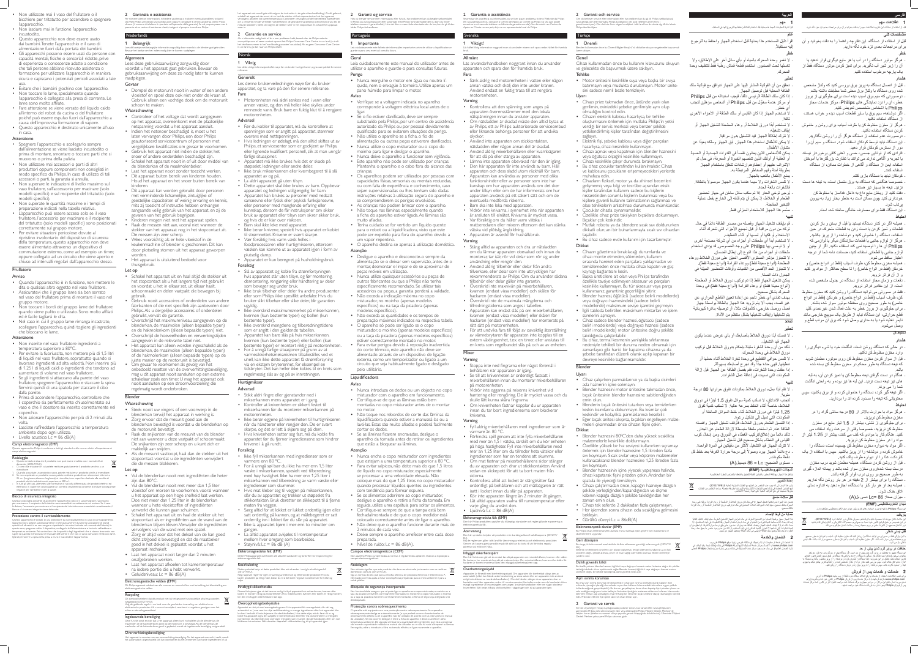- Non utilizzate mai il vaso del frullatore o il bicchiere per tritatutto per accendere o spegnere l'apparecchio.
- Non lasciate mai in funzione l'apparecchio incustodito.
- Questo apparecchio non deve essere usato dai bambini. Tenete l'apparecchio e il cavo di alimentazione fuori dalla portata dei bambini.
- Gli apparecchi possono essere usati da persone con capacità mentali, fisiche o sensoriali ridotte, prive di esperienza o conoscenze adatte a condizione che tali persone abbiano ricevuto assistenza o formazione per utilizzare l'apparecchio in maniera sicura e capiscano i potenziali pericoli associati a tale uso.
- Evitate che i bambini giochino con l'apparecchio.
- Non toccate le lame, specialmente quando l'apparecchio è collegato alla presa di corrente. Le lame sono molto affilate.
- Fate attenzione se versate del liquido caldo all'interno del robot da cucina o del frullatore poiché può essere espulso fuori dall'apparecchio a causa dell'improvvisa formazione di vapore.
- Questo apparecchio è destinato unicamente all'uso in casa.

### Attenzione

- Spegnete l'apparecchio e scollegatelo sempre dall'alimentazione se viene lasciato incustodito o prima di montare, smontare o toccare parti che si muovono o prima della pulizia.
- Non utilizzate mai accessori o parti di altri produttori oppure componenti non consigliati in modo specifico da Philips. In caso di utilizzo di tali accessori o parti, la garanzia si annulla.
- Non superate le indicazioni di livello massimo sul vaso frullatore, sull'accessorio per macinare (solo modelli specifici) o sul recipiente del tritatutto (solo modelli specifici).
- Non superate le quantità massime e i tempi di preparazione indicati nella tabella relativa.
- L'apparecchio può essere acceso solo se il vaso frullatore, l'accessorio per macinare e il recipiente del tritatutto (solo modelli specifici) sono posizionati correttamente sul gruppo motore.
- Per evitare situazioni pericolose dovute al ripristino involontario del dispositivo di sicurezza della temperatura, questo apparecchio non deve essere alimentato attraverso un dispositivo di commutazione esterno, come ad esempio un timer, oppure collegato ad un circuito che viene aperto o chiuso ad intervalli regolari dall'apparecchio stesso.

## Frullatore

### Avviso

- Durante il funzionamento, non inserite le dita o qualsiasi altro oggetto nel vaso frullatore.
- Assicuratevi che il gruppo lame sia ben serrato nel vaso del frullatore prima di montare il vaso nel gruppo motore.
- Non toccare i bordi del gruppo lame del frullatore quando viene pulito o utilizzato. Sono molto affilati ed è facile tagliarsi le dita.
- Nel caso in cui il gruppo lame rimanga incastrato, scollegare l'apparecchio, quindi togliere gli ingredienti che bloccano le lame.

### Attenzione

- Non inserite nel vaso frullatore ingredienti a temperatura superiore a 80 °C.
- Per evitare la fuoriuscita, non mettete più di 1,5 litri di liquido nel vaso frullatore, soprattutto quando si lavorano ingredienti ad alta velocità. Non inserire più di 1,25 l di liquido caldo o ingredienti che tendono ad aumentare di volume nel vaso frullatore.
- Se gli ingredienti si attaccano alla parete del vaso frullatore, spegnere l'apparecchio e staccare la spina. Servirsi quindi di una spatola per staccare il cibo dalla parete.
- Prima di accendere l'apparecchio, controllate che il coperchio sia perfettamente chiuso/montato sul vaso e che il dosatore sia inserito correttamente nel coperchio.
- Non azionare l'apparecchio per più di 2 minuti alla volta.
- Lasciate raffreddare l'apparecchio a temperatura ambiente dopo ogni utilizzo.
- Livello acustico: Lc = 86 dB(A)

### Campi elettromagnetici (EMF)

Questo apparecchio Philips è conforme a tutti gli standard e alle norme relativi all'esposizione ai campi elettromagnetici.

### Riciclaggio

- Questo simbolo indica che il prodotto non può essere smaltito con i normali rifiuti domestici (2012/19/UE).
- Attenetevi alle normative locali per la raccolta differenziata dei prodotti elettrici ed elettronici. Il corretto smaltimento contribuisce a prevenire potenziali conseguenze negative per l'ambiente e per la salute.

### Blocco di sicurezza integrato

Questa funzionalità assicura di accendere l'apparecchio solo se il vaso frullatore, l'accessorio per macinare o il recipiente del tritatutto sono assemblati correttamente sul motore.

### Protezione contro il surriscaldamento

Questo apparecchio è dotato di una protezione da surriscaldamento. In caso di surriscaldamento, l'apparecchio si spegne automaticamente. Lasciate raffreddare l'apparecchio per 15 minuti prima di riutilizzarlo.

## 2 Garanzia e assistenza

Per ricevere ulteriori informazioni, assistenza o in caso di eventuali problemi, visitate il sito Web Philips all'indirizzo www.philips.com/support o contattate il Centro assistenza clienti Philips del vostro paese. Il numero di telefono è riportato nell'opuscolo della garanzia. Se nel vostro paese non è presente alcun centro di assistenza clienti, rivolgetevi al vostro rivenditore Philips.

# Nederlands

## 1 Belangrijk

Lees dit belangrijke informatieblad zorgvuldig door voordat u de blender gaat gebruiken. Bewaar het boekje om het indien nodig later te kunnen raadplegen.

### Algemeen

Lees deze gebruiksaanwijzing zorgvuldig door voordat u het apparaat gaat gebruiken. Bewaar de gebruiksaanwijzing om deze zo nodig later te kunnen raadplegen.

### Gevaar

- Dompel de motorunit nooit in water of een andere vloeistof en spoel deze ook niet onder de kraan af. Gebruik alleen een vochtige doek om de motorunit schoon te maken.

### Waarschuwing

- Controleer of het voltage dat wordt aangegeven op het apparaat, overeenkomt met de plaatselijke netspanning voordat u het apparaat aansluit.
- Indien het netsnoer beschadigd is, moet u het laten vervangen door Philips, een door Philips geautoriseerd servicecentrum of personen met vergelijkbare kwalificaties om gevaar te voorkomen.
- Gebruik het apparaat niet indien de stekker, het snoer of andere onderdelen beschadigd zijn.
- Gebruik het apparaat nooit in of uit door middel van de blenderkan of de maalmolenbeker.
- Laat het apparaat nooit zonder toezicht werken.
- Dit apparaat buiten bereik van kinderen houden. Houd het apparaat en het snoer buiten bereik van kinderen.
- Dit apparaat kan worden gebruikt door personen met verminderde lichamelijke, zintuiglijke of geestelijke capaciteiten of weinig ervaring en kennis, mits zij toezicht of instructie hebben ontvangen aangaande veilig gebruik van het apparaat, en zij de gevaren van het gebruik begrijpen.
- Kinderen mogen niet met het apparaat spelen.
- Raak de messen niet aan, vooral niet wanneer de stekker van het apparaat nog in het stopcontact zit. De messen zijn zeer scherp.
- Wees voorzichtig als er hete vloeistof in de keukenmachine of blender is geschonken. Dit kan door plotseling stomen uit het apparaat gespoten worden.
- Het apparaat is uitsluitend bedoeld voor thuisgebruik.

### Let op

- Schakel het apparaat uit en haal altijd de stekker uit het stopcontact als u het apparaat zonder toezicht laat en voordat u het in elkaar zet, uit elkaar haalt, schoonmaakt en delen vastpakt die bewegen bij gebruik.
- Gebruik nooit accessoires of onderdelen van andere fabrikanten of die niet specifiek zijn aanbevolen door Philips. Als u dergelijke accessoires of onderdelen gebruikt, vervalt de garantie.
- Overschrijd het maximumniveau aangegeven op de blenderkan, de maalmolen (alleen bepaalde typen) en de hakmolenkom (alleen bepaalde typen) niet.
- Overschrijd de hoeveelheden en verwerkingstijden aangegeven in de relevante tabel niet.
- Het apparaat kan alleen worden ingeschakeld als de blenderkan, de maalmolen (alleen bepaalde typen) of de hakmolenkom (alleen bepaalde typen) op juiste manier op de motorunit is bevestigd.
- Om gevaar te voorkomen als gevolg van het onbedoeld resetten van de oververhittingsbeveiliging, mag u dit apparaat nooit aansluiten op een externe schakelaar zoals een timer. U mag het apparaat ook nooit aansluiten op een stroomvoorziening die regelmatig wordt onderbroken.

## Blender

### Waarschuwing

- Steek nooit uw vingers of een voorwerp in de blenderkan terwijl het apparaat in werking is.
- Zorg ervoor dat de mesunit goed aan de blenderkan bevestigd is voordat u de blenderkan op de motorunit bevestigt.
- Raak de snijkanten van de mesunit van de blender niet aan wanneer u deze vastpakt of schoonmaakt. De snijkanten zijn zeer scherp en u kunt zich er makkelijk aan snijden.
- Als de mesunit vastloopt, haal dan de stekker uit het stopcontact voordat u de ingrediënten verwijdert die de messen blokkeren.

### Let op

- Vul de blenderkan nooit met ingrediënten die heter zijn dan 80°C.
- Vul de blenderkan nooit met meer dan 1,5 liter vloeistof om morsen te voorkomen, vooral wanneer u het apparaat op een hoge snelheid laat werken. Doe niet meer dan 1,25 liter in de blenderkan wanneer u hete vloeistoffen of ingrediënten verwerkt die kunnen gaan schuimen.
- Schakel het apparaat uit en haal de stekker uit het stopcontact als er ingrediënten aan de wand van de blenderkan blijven kleven. Verwijder de ingrediënten vervolgens van de wand met een spatel.
- Zorg er altijd voor dat het deksel van de kan goed dicht zit/goed is bevestigd en dat de maatbeker goed in het deksel is geplaatst voordat u het apparaat inschakelt.
- Laat het apparaat nooit langer dan 2 minuten onafgebroken werken.
- Laat het apparaat afkoelen tot kamertemperatuur na iedere portie die u hebt verwerkt.
- Geluidsniveau: Lc = 86 dB(A)

### Elektromagnetische velden (EMV)

Dit Philips-apparaat voldoet aan alle normen en voorschriften met betrekking tot blootstelling aan elektromagnetische velden.

### Recycling

- Dit symbool betekent dat dit product niet bij het gewone huishoudelijke afval mag worden weggegooid (2012/19/EU).
- Volg de geldende regels in uw land voor de gescheiden inzameling van elektrische en elektronische producten. Als u correct verwijdert, voorkomt u negatieve gevolgen voor het milieu en de volksgezondheid.

### Ingebouwde beveiliging

Deze functie zorgt ervoor dat u het apparaat alleen kunt inschakelen als de blenderkan, de maalmolen of de hakmolenkom goed op de motorunit is bevestigd.

### Oververhittingsbeveiliging

Het apparaat is voorzien van een oververhittingsbeveiliging. Als het apparaat oververhit raakt, wordt het automatisch uitgeschakeld. Laat het apparaat 15 minuten afkoelen voordat u het opnieuw gebruikt.

## 2 Garantie en service

Als u informatie nodig hebt of als u een probleem hebt, bezoek dan de Philips-website (www.philips.com/support) of neem contact op met het Philips Consumer Care Centre in uw land. U vindt het telefoonnummer in het 'worldwide guarantee'-vouwblad. Als er geen Consumer Care Centre in uw land is, ga dan naar uw Philips-dealer.

# Norsk

## 1 Viktig

Les dette viktige informasjonsarket nøye før du bruker hurtigmikseren og ta vare på det for senere referanse.

### Generelt

Les denne brukerveiledningen nøye før du bruker apparatet, og ta vare på den for senere referanse.

### Fare

- Motorenheten må aldri senkes ned i vann eller annen væske, og den må heller ikke skylles under rennende vann. Bruk bare en fuktig klut til å rengjøre motorenheten.

### Advarsel

- Før du kobler til apparatet, må du kontrollere at spenningen som er angitt på apparatet, stemmer overens med nettspenningen.
- Hvis ledningen er ødelagt, må den alltid skiftes ut av Philips, et servicesenter som er godkjent av Philips, eller lignende kvalifisert personell, slik at man unngår farlige situasjoner.
- Apparatet må ikke brukes hvis det er skade på støpselet, ledningen eller andre deler.
- Ikke bruk miksebeholderen eller kvernbegeret til å slå apparatet av og på.
- La aldri apparatet gå uten tilsyn.
- Dette apparatet skal ikke brukes av barn. Oppbevar apparatet og ledningen utilgjengelig for barn.
- Apparatet kan brukes av personer med nedsatt sanseevne eller fysisk eller psykisk funksjonsevne, eller personer med manglende erfaring eller kunnskap, dersom de får instruksjoner om sikker bruk av apparatet eller tilsyn som sikrer sikker bruk, og hvis de er klar over risikoen.
- Barn skal ikke leke med apparatet.
- Ikke berør knivene, spesielt hvis apparatet er koblet til strømnettet. Knivene er svært skarpe.
- Vær forsiktig hvis varm væske helles i foodprosessoren eller hurtigmikseren, ettersom væsken kan komme ut av apparatet igjen i form av plutselig damp.
- Apparatet er kun beregnet på husholdningsbruk.

### Forsiktig

- Slå av apparatet og koble fra strømforsyningen hvis apparatet står uten tilsyn, og før montering, demontering, rengjøring eller håndtering av deler som beveger seg under bruk.
- Ikke bruk tilbehør eller deler fra andre produsenter eller som Philips ikke spesifikt anbefaler. Hvis du bruker slikt tilbehør eller slike deler, blir garantien ugyldig.
- Ikke overskrid maksimumsmerket på miksebeholderen, kvernen (kun bestemte typer) og bollen (kun bestemte typer).
- Ikke overskrid mengdene og tilberedningstidene som er angitt i den gjeldende tabellen.
- Apparatet kan bare slås på hvis miksebeholderen, kvernen (kun bestemte typer) eller bollen (kun bestemte typer) er montert riktig på motorenheten.
- For å unngå farlige situasjoner på grunn av at varmesikkerhetsmekanismen tilbakestilles ved et uhell, kan ikke dette apparatet få strømforsyning via en ekstern bryterenhet, for eksempel en tidsbryter. Det kan heller ikke kobles til en krets som regelmessig slås av og på av inntrengningen.

## Hurtigmikser

### Advarsel

- Stikk aldri fingre eller gjenstander ned i miksebeholderen mens apparatet er i gang.
- Kontroller at knivenheten er sikkert festet til miksebeholderen før du monterer miksekannen på motorenheten.
- Ikke berør eggene på knivenheten til hurtigmikseren når du håndterer eller rengjør den. De er svært skarpe, og det er lett å skjære seg på dem.
- Hvis knivenheten setter seg fast, må du koble fra apparatet før du fjerner ingrediensene som hindrer knivene i å gå rundt.

### Forsiktig

- Ikke fyll miksebeholderen med ingredienser som er varmere enn 80 °C.
- For å unngå søl bør du ikke ha mer enn 1,5 liter væske i miksekannen, spesielt ved tilberedning med høy hastighet. Ikke ha mer enn 1,25 liter i miksekannen ved tilberedning av varm væske eller ingredienser som skummer.
- Hvis mat kleber seg til veggen på miksebeholderen, slår du av apparatet og trekker ut støpselet fra stikkontakten. Bruk deretter en slikkepott til å fjerne maten fra veggen.
- Sørg alltid for at lokket er lukket ordentlig igjen eller satt ordentlig på kannen, og at målebegeret er satt ordentlig på lokket før du slår på apparatet.
- Ikke la apparatet kjøre i mer enn to minutter om gangen.
- La alltid apparatet avkjøles til romtemperatur mellom hver omgang som bearbeides.
- Støynivå: Lc = 86 dB (A)

### Elektromagnetiske felt (EMF)

Dette Philips-apparatet oppfyller alle aktuelle standarder og forskrifter for eksponering for elektromagnetiske felt.

### Resirkulering

- Dette symbolet betyr at dette produktet ikke må avhendes i vanlig husholdningsavfall (2012/19/EU).
- Følg reglende i ditt land for separat innsamling av elektriske og elektroniske produkter. Riktig kassering bidrar til å forhindre negative konsekvenser for miljøet og menneskers helse.

### Innebygd sikkerhetslås

Denne funksjonen gjør at du bare kan slå på apparatet hvis miksebeholderen, kvernen eller bollen er montert riktig på motorenheten.

### Overopphetingsbeskyttelse

Apparatet er utstyrt med overopphetingsvern. Hvis apparatet blir overopphetet, slås det av automatisk. La apparatet kjøle seg ned i 15 minutter før du bruker det igjen.

## 2 Garanti og service

Hvis du trenger service eller informasjon, eller hvis du har problemer, kan du besøke nettstedet til Philips på www.philips.com/support eller ta kontakt med Philips' forbrukerstøtte i landet ditt (du finner telefonnummeret i garantiheftet). Hvis det ikke er noe forbrukerstøtte der du bor, kan du gå til din lokale Philips-forhandler.

# Português

## 1 Importante

Leia cuidadosamente este folheto de informações importantes antes de utilizar a liquidificadora e guarde-o para consultas futuras.

### Geral

Leia cuidadosamente este manual do utilizador antes de utilizar o aparelho e guarde-o para consultas futuras.

### Perigo

- Nunca mergulhe o motor em água ou noutro líquido, nem o enxagúe à torneira. Utilize apenas um pano húmido para limpar o motor.

### Aviso

- Verifique se a voltagem indicada no aparelho corresponde à voltagem eléctrica local antes de o ligar.
- Se o fio estiver danificado, deve ser sempre substituído pela Philips, por um centro de assistência autorizado da Philips ou por pessoal devidamente qualificado para se evitarem situações de perigo.
- Não utilize o aparelho se a ficha, o fio de alimentação ou outras peças estiverem danificados.
- Nunca utilize o copo misturador ou o copo do moinho para ligar e desligar o aparelho.
- Nunca deixe o aparelho a funcionar sem vigilância.
- Este aparelho não pode ser utilizado por crianças. Mantenha o aparelho e o cabo fora do alcance das crianças.
- Os aparelhos podem ser utilizados por pessoas com capacidades físicas, sensoriais ou mentais reduzidas, ou com falta de experiência e conhecimento, caso sejam supervisionadas ou lhes tenham sido dadas instruções relativas à utilização segura do aparelho e se compreenderem os perigos envolvidos.
- As crianças não podem brincar com o aparelho.
- Não toque nas lâminas, especialmente quando a ficha do aparelho estiver ligada. As lâminas são muito afiadas.
- Tenha cuidado se for vertido um líquido quente para o robot ou a liquidificadora, visto que este pode ser expelido para fora do aparelho devido a um vapor repentino.
- O aparelho destina-se apenas à utilização doméstica.

### Atenção

- Desligue o aparelho e desconecte-o sempre da alimentação se o deixar sem supervisão, antes de o montar, desmontar e limpar e de se aproximar de peças móveis em utilização.
- Nunca utilize quaisquer acessórios ou peças de outros fabricantes ou que a Philips não tenha especificamente recomendado. Se utilizar tais acessórios ou peças, a garantia perderá a validade.
- Não exceda a indicação máxima no copo misturador, no moinho (apenas modelos específicos) ou na taça da picadora (apenas modelos específicos).
- Não exceda as quantidades e os tempos de preparação máximos indicados na respectiva tabela.
- O aparelho só pode ser ligado se o copo misturador, o moinho (apenas modelos específicos) ou a taça da picadora (apenas modelos específicos) estiver devidamente montado no motor.
- Para evitar perigos devido à reposição inadvertida do corte térmico, este aparelho não deve ser alimentado através de um dispositivo de ligação externo, como um temporizador ou ser ligado a um circuito que seja habitualmente ligado e desligado pelo utilitário.

## Liquidificadora

### Aviso

- Nunca introduza os dedos ou um objecto no copo misturador com o aparelho em funcionamento.
- Certifique-se de que as lâminas estão bem montadas no copo misturador antes de o montar no motor.
- Não toque nos rebordos de corte das lâminas da liquidificadora quando estiver a manuseá-las ou a lavá-las. Estas são muito afiadas e poderá facilmente cortar os dedos.
- Se as lâminas ficarem encravadas, desligue o aparelho da tomada antes de retirar os ingredientes que estão a bloquear as lâminas.

### Atenção

- Nunca encha o copo misturador com ingredientes que estejam a uma temperatura superior a 80 °C.
- Para evitar salpicos, não deite mais do que 1,5 litros de líquido no copo misturador, especialmente ao processar a uma velocidade elevada. Não coloque mais do que 1,25 litros no copo misturador quando processar líquidos quentes ou ingredientes com tendência para formar espuma.
- Se os alimentos aderirem ao copo misturador, desligue o aparelho e retire a ficha da tomada. Em seguida, utilize uma espátula para soltar os alimentos.
- Certifique-se sempre de que a tampa está bem fechada/montada e de que o copo medidor está colocado correctamente antes de ligar o aparelho.
- Não deixe que o aparelho funcione durante mais de 2 minutos de cada vez.
- Deixe sempre o aparelho arrefecer entre cada dose preparada.
- Nível de ruído: Lc = 86 dB(A).

### Campos electromagnéticos (CEM)

Este aparelho Philips cumpre todas as normas e regulamentos aplicáveis relativos à exposição a campos electromagnéticos.

### Reciclagem

- Este símbolo significa que este produto não deve ser eliminado juntamente com os resíduos domésticos comuns (2012/19/UE).
- Siga as normas do seu país para a recolha selectiva de produtos eléctricos e electrónicos. A eliminação correcta ajuda a evitar consequências prejudiciais para o meio ambiente e para a saúde pública.

### Bloqueio de segurança incorporado

Esta funcionalidade assegura que só pode ligar o aparelho se o copo misturador, o moinho ou a taça da picadora estiverem correctamente montados no motor.

### Protecção contra sobreaquecimento

O aparelho está equipado com uma protecção contra sobreaquecimento. Se o aparelho sobreaquecer, este desliga-se automaticamente. Deixe o aparelho arrefecer durante 15 minutos antes de voltar a utilizá-lo.

## 2 Garantia e assistência

Se precisar de assistência ou informações, ou se tiver algum problema, visite o Web site da Philips em www.philips.com/support ou contacte o Centro de Apoio ao Cliente da Philips no seu país (o número de telefone encontra-se no folheto da garantia mundial). Se não existir um Centro de Apoio ao Cliente no seu país, dirija-se ao representante local da Philips.

# Svenska

## 1 Viktigt

Läs detta viktiga informationsblad noggrant innan du använder mixern och spara detta blad för framtida bruk.

### Allmänt

Läs användarhandboken noggrant innan du använder apparaten och spara den för framtida bruk.

### Fara

- Sänk aldrig ned motorenheten i vatten eller någon annan vätska och skölj den inte under kranen. Använd endast en fuktig trasa till att rengöra motorenheten.

### Varning

- Kontrollera att den spänning som anges på apparaten överensstämmer med den lokala nätspänningen innan du ansluter apparaten.
- Om nätsladden är skadad måste den alltid bytas ut av Philips, ett av Philips auktoriserade serviceombud eller liknande behöriga personer för att undvika olyckor.
- Använd inte apparaten om stickkontakten, nätsladden eller någon annan del är skadad.
- Använd aldrig mixerbehållaren eller kvarnbägaren för att slå på eller stänga av apparaten.
- Lämna inte apparaten obevakad när den är igång.
- Den här apparaten får inte användas av barn. Håll apparaten och dess sladd utom räckhåll för barn.
- Apparaten kan användas av personer med olika funktionshinder eller av personer som inte har kunskap om hur apparaten används om de har blivit instruerade om hur de ska använda apparaten på ett säkert sätt och om de eventuella medföljande riskerna.
- Barn ska inte leka med apparaten.
- Vidrör inte knivarna, i synnerhet inte när apparaten är ansluten till eluttaget. Knivarna är mycket vassa.
- Var försiktig om du häller varm vätska i matberedaren eller mixern eftersom det kan stänka ut heta vätska på grund av plötsligt ångbildning.
- Apparaten är avsedd för hushållsbruk.

### Varning

- Stäng alltid av apparaten och dra ur nätsladden om du lämnar apparaten obevakad och innan du monterar, tar isär, rör vid delar som rör sig under användning eller rengör den.
- Använd aldrig tillbehör eller delar från andra tillverkare, eller delar som inte uttryckligen har rekommenderats av Philips. Om du använder sådana tillbehör eller delar upphör garantin att gälla.
- Överskrid inte maxnivån på mixerbehållaren, kvarnen (endast vissa modeller) och skålen för hackaren (endast vissa modeller).
- Överskrid inte de maximala mängderna och tillredningstiderna som anges i tabellen.
- Apparaten kan endast slås på om mixerbehållaren, kvarnen (endast vissa modeller) eller skålen för hackaren (endast vissa modeller) har monterats på rätt sätt på motorenheten.
- För att undvika fara till följd av oavsiktlig återställning av värmebrytaren får apparaten inte kopplas till en extern växlingsenhet, t.ex. en timer, eller anslutas till en krets som regelbundet slås på och av av enheten.

## Mixer

### Varning

- Stoppa inte ned fingrarna eller något föremål i behållaren när apparaten är igång.
- Se till att knivenheten är ordentligt fastsatt i mixerbehållaren innan du monterar mixerbehållaren på motorenheten.
- Vidrör inte eggarna på mixerns knivenhet vid hantering eller rengöring. De är mycket vassa och du skulle lätt kunna skära fingrarna.
- Om knivenheten fastnar kopplar du ur apparaten innan du tar bort ingredienserna som blockerar knivarna.

### Varning

- Fyll aldrig mixerbehållaren med ingredienser som är varmare än 80 °C.
- Förhindra spill genom att inte fylla mixerbehållaren med mer än 1,5 l vätska, särskilt om du kör enheten på höga hastigheter. Fyll inte mixerbehållaren med mer än 1,25 liter om du tillreder heta vätskor eller ingredienser som har en tendens att skumma.
- Om mat fastnar på mixerbehållarens sidor stänger du av apparaten och drar ut stickkontakten. Använd sedan en slickepott för att ta bort maten från sidorna.
- Kontrollera alltid att locket är stängt/sitter fast ordentligt på behållaren och att måttbägaren är rätt isatt i locket innan du slår på apparaten.
- Kör inte apparaten längre än 2 minuter åt gången.
- Låt alltid apparaten svalna till rumstemperatur efter varje gång du använt den.
- Ljudnivå: Lc = 86 dB(A)

### Elektromagnetiska fält (EMF)

Den här Philips-apparaten uppfyller alla tillämpliga standarder och regler gällande exponering av elektromagnetiska fält.

### Återvinning

- Den här symbolen betyder att produkten inte kan slängas bland hushållsavfallet (2012/19/EU).
- Följ de regler som gäller i ditt land för återvinning av elektriska och elektroniska produkter. Genom att kassera gamla produkter på rätt sätt kan du bidra till att förhindra negativa påverkan på miljö och hälsa.

### Inbyggd säkerhetsspärr

Den här funktionen gör att du endast kan slå på apparaten om mixerbehållaren, kvarnen eller skålen för hackaren har monterats korrekt på motorenheten.

### Överhettningsskydd

Apparaten är försedd med överhettningsskydd. Om apparaten blir överhettad stängs den av automatiskt. Låt apparaten svalna i 15 minuter innan du använder den igen.

## 2 Garanti och service

Om du behöver service eller information eller har problem kan du gå till Philips webbplats på www.philips.com/support eller kontakta Philips kundtjänst i ditt land (telefonnumret finns i garantibroschyren). Om det inte finns någon kundtjänst i ditt land kan du vända dig till din lokala Philips-återförsäljare.

# Türkçe

## 1 Önemli

Blenderi kullanmadan önce bu Önemli Bilgiler Broşürü'nü dikkatlice okuyun ve gelecekte başvurmak üzere saklayın.

### Genel

Cihazı kullanmadan önce bu kullanım kılavuzunu okuyun ve gelecekte de başvurmak üzere saklayın.

### Tehlike

- Motor ünitesini kesinlikle suya veya başka bir sıvıya batırmayın veya musluk durulamayın. Motor ünitesini sadece nemli bezle temizleyin.

### Uyarı

- Cihazı prize takmadan önce, üstünde yazılı olan gerilimin, evinizdeki şebeke gerilimiyle aynı olup olmadığını kontrol edin.
- Cihazın elektrik kablosu hasarlıysa, bir tehlike oluşturmasını önlemek için mutlaka Philips'in yetkili verdiği bir servis merkezi veya benzer şekilde yetkilendirilmiş kişiler tarafından değiştirilmesini sağlayın.
- Fiş, güç kablosu veya diğer parçalar hasarlıysa, cihazı kesinlikle kullanmayın.
- Cihazı açmak veya kapatmak için blender haznesini veya öğütücü öğütücü kesinlikle kullanmayın.
- Cihazı kesinlikle gözetimsiz çalıştırmayın.
- Bu cihaz çocuklar tarafından kullanılmalıdır. Cihazı ve kablosunu çocukların erişemeyeceği yerlerde muhafaza edin.
- Cihazlar fiziksel, motor ya da zihinsel becerileri gelişmemiş veya bilgi ve tecrübe açısından yetersiz kişiler tarafından kullanımı sadece bu kişilerin nezaretinden sorumlu kişilerin bulunması veya bu kişilere güvenli kullanım talimatlarının sağlanması ve olası tehlikelerin anlatılması durumunda mümkündür.
- Çocuklar cihazla oynamamalıdır.
- Özellikle cihaz prize takılıyken bıçaklara dokunmayın. Bıçaklar çok keskindir.
- Mutfak robotu ya da blendere sıcak sıvı doldururken dikkatli olun; ani bir buharlanmayla sıcak sıvı cihazdan taşabilir.
- Bu cihaz sadece evde kullanım için tasarlanmıştır.

### Dikkat

- Cihazın gözetimsiz bırakılacağı durumlarda ve cihazın monte edilmeden, sökülmeden, temizlenmeden veya çalışma sırasında hareket eden parçalara yaklaşmadan önce cihazı kapatın ve güç kaynağı bağlantısını kesin.
- Başka üreticilere ait olan veya Philips tarafından özellikle tavsiye edilmeyen aksesuar ve parçaları kesinlikle kullanmayın. Bu tür aksesuar veya parça kullanırsanız, garantiniz geçersizliğe düşer.
- Blender haznesi, öğütücü (sadece belirli modellerde) veya doğrayıcı haznesinin (sadece belirli modellerde) maksimum seviye işaretini geçmeyin.
- İlgili tabloda belirtilen maksimum miktarları ve işlem sürelerini aşmayın.
- Cihaz sadece blender haznesi, öğütücü (sadece belirli modellerde) veya doğrayıcı haznesi (sadece belirli modellerde) motor ünitesine doğru şekilde takıldığında çalıştırılabilir.
- Bu cihaz, termal kesicinin yanlışlıkla sıfırlanması nedeniyle tehlikeli bir duruma neden olmamak için zamanlayıcı gibi harici bir kapatma cihazına ya da şebeke tarafından düzenli olarak açılıp kapatılan bir devreye kesinlikle bağlanmamalıdır.

## Blender

### Uyarı

- Cihaz çalışırken parmaklarınızı ya da başka cisimleri asla haznenin içine sokmayın.
- Blender haznesini motor ünitesine takmadan önce, bıçak ünitesinin blender haznesine sabitlendiğinden emin olun.
- Blenderın bıçak ünitesini tutarken veya temizlerken keskin kenarlarına dokunmayın. Bu kenarlar çok keskindir ve kolaylıkla parmaklarınızı kesebilir.
- Eğer bıçak ünitesi sıkışırsa, bıçakları engelleyen malzemeleri çıkarmadan önce cihazın fişini çekin.

### Dikkat

- Blender haznesini 80°C'den daha yüksek sıcaklıkta malzemelerle kesinlikle doldurmayın.
- Özellikle yüksek bir hız seviyesi kullanırken taşmasını önlemek için blender haznesine 1,5 litreden fazla sıvı koymayın. Sıcak sıvılar veya köpüren malzemeler kullanacaksanız blender haznesine 1,25 litreden fazla sıvı koymayın.
- Blender haznesinin içine yiyecek yapışması halinde, cihazı kapatarak fişini prizden çekin. Ardından bir spatula ile yiyeceği temizleyin.
- Cihazı çalıştırmadan önce, kapağın hazneye düzgün şekilde yerleştirildiğinden/kapandığından ve ölçme kabının kapağa düzgün şekilde takıldığından her zaman emin olun.
- Cihazı tek seferde 2 dakikadan fazla çalıştırmayın.
- Her işlemden sonra cihazın oda sıcaklığına gelmesini bekleyin.
- Gürültü düzeyi: Lc = 86dB(A)

### Elektromanyetik alanlar (EMF)

Bu Philips cihazı elektromanyetik alanlara maruz kalmayla ilgili tüm standartlara ve düzenlemelere uygundur.

### Geri dönüşüm

- Bu simge, ürünün normal evsel atıklarla birlikte atılmaması gerektiğini gösterir (2012/19/EU).
- Elektrikli ve elektronik ürünlerin ayrı olarak toplanması ile ilgili ülkenizdeki kurallara uyun. Atık ürünlerin doğru şekilde atılması çevre ve insan sağlığı üzerindeki olası olumsuz etkilerin önlenmesine yardımcı olur.

### Dahili güvenlik kilidi

Bu özellik cihazın blender haznesi, öğütücü veya doğrayıcı haznesi motor ünitesine doğru bir şekilde takıldığı sürece çalıştırılmasını sağlar.

### Aşırı ısınma koruması

Bu cihaz aşırı ısınma korumasına sahiptir. Cihaz aşırı ısınırsa otomatik olarak kapanır. Cihazı tekrar kullanmadan önce 15 dakika soğumaya bırakın.

## 2 Garanti ve servis

Servis veya bilgiye ihtiyaç duyarsanız ya da bir sorununuz varsa lütfen www.philips.com/support adresindeki Philips web sitesini ziyaret edin veya ülkenizdeki Philips Müşteri Destek Merkezi ile iletişim kurun. Ülkenizde Müşteri Destek Merkezi yoksa, yerel Philips satıcınıza gidin.

# العربية

# فارسی